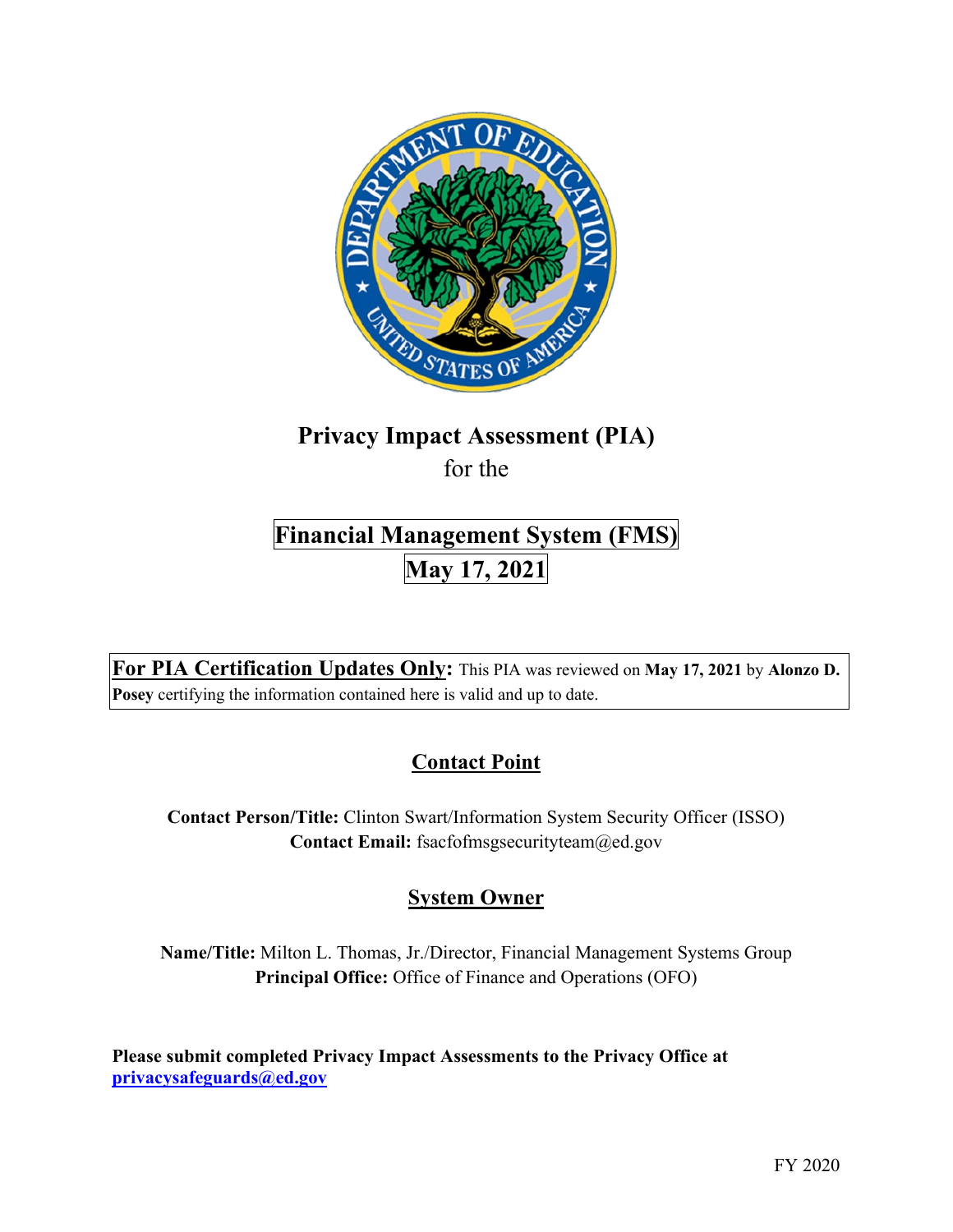# Privacy Impact Assessment (PIA)

for the

## Financial Management System (FMS)

## May 17, 2021

**For PIA Certification Updates Only:** This PIA was reviewed on **May 17, 2021** by **Alonzo D. Posey** certifying the information contained here is valid and up to date.

## Contact Point

**Contact Person/Title:** Clinton Swart/Information System Security Officer (ISSO)
**Contact Email:** fsacfofmsgsecurityteam@ed.gov

## System Owner

**Name/Title:** Milton L. Thomas, Jr./Director, Financial Management Systems Group
**Principal Office:** Office of Finance and Operations (OFO)

**Please submit completed Privacy Impact Assessments to the Privacy Office at privacysafeguards@ed.gov**

FY 2020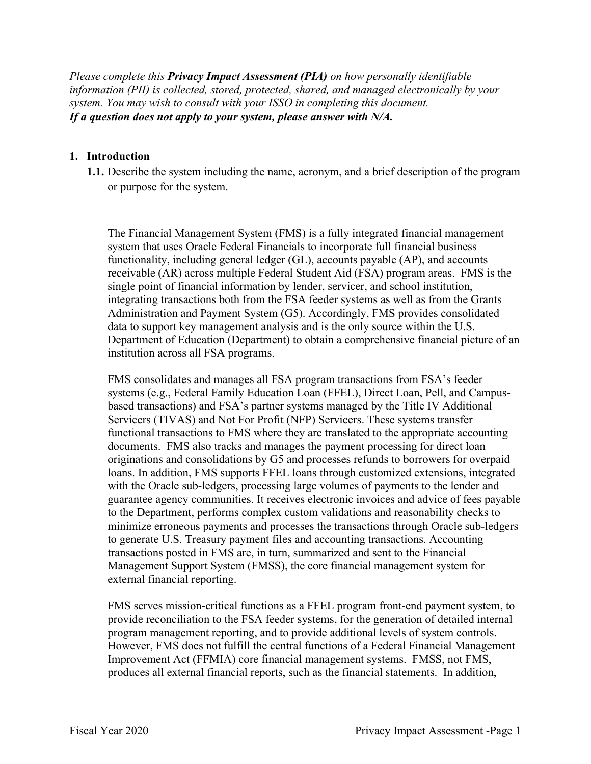*Please complete this **Privacy Impact Assessment (PIA)** on how personally identifiable information (PII) is collected, stored, protected, shared, and managed electronically by your system. You may wish to consult with your ISSO in completing this document.*
***If a question does not apply to your system, please answer with N/A.***

## 1. Introduction

**1.1.** Describe the system including the name, acronym, and a brief description of the program or purpose for the system.

The Financial Management System (FMS) is a fully integrated financial management system that uses Oracle Federal Financials to incorporate full financial business functionality, including general ledger (GL), accounts payable (AP), and accounts receivable (AR) across multiple Federal Student Aid (FSA) program areas. FMS is the single point of financial information by lender, servicer, and school institution, integrating transactions both from the FSA feeder systems as well as from the Grants Administration and Payment System (G5). Accordingly, FMS provides consolidated data to support key management analysis and is the only source within the U.S. Department of Education (Department) to obtain a comprehensive financial picture of an institution across all FSA programs.

FMS consolidates and manages all FSA program transactions from FSA's feeder systems (e.g., Federal Family Education Loan (FFEL), Direct Loan, Pell, and Campus-based transactions) and FSA's partner systems managed by the Title IV Additional Servicers (TIVAS) and Not For Profit (NFP) Servicers. These systems transfer functional transactions to FMS where they are translated to the appropriate accounting documents. FMS also tracks and manages the payment processing for direct loan originations and consolidations by G5 and processes refunds to borrowers for overpaid loans. In addition, FMS supports FFEL loans through customized extensions, integrated with the Oracle sub-ledgers, processing large volumes of payments to the lender and guarantee agency communities. It receives electronic invoices and advice of fees payable to the Department, performs complex custom validations and reasonability checks to minimize erroneous payments and processes the transactions through Oracle sub-ledgers to generate U.S. Treasury payment files and accounting transactions. Accounting transactions posted in FMS are, in turn, summarized and sent to the Financial Management Support System (FMSS), the core financial management system for external financial reporting.

FMS serves mission-critical functions as a FFEL program front-end payment system, to provide reconciliation to the FSA feeder systems, for the generation of detailed internal program management reporting, and to provide additional levels of system controls. However, FMS does not fulfill the central functions of a Federal Financial Management Improvement Act (FFMIA) core financial management systems. FMSS, not FMS, produces all external financial reports, such as the financial statements. In addition,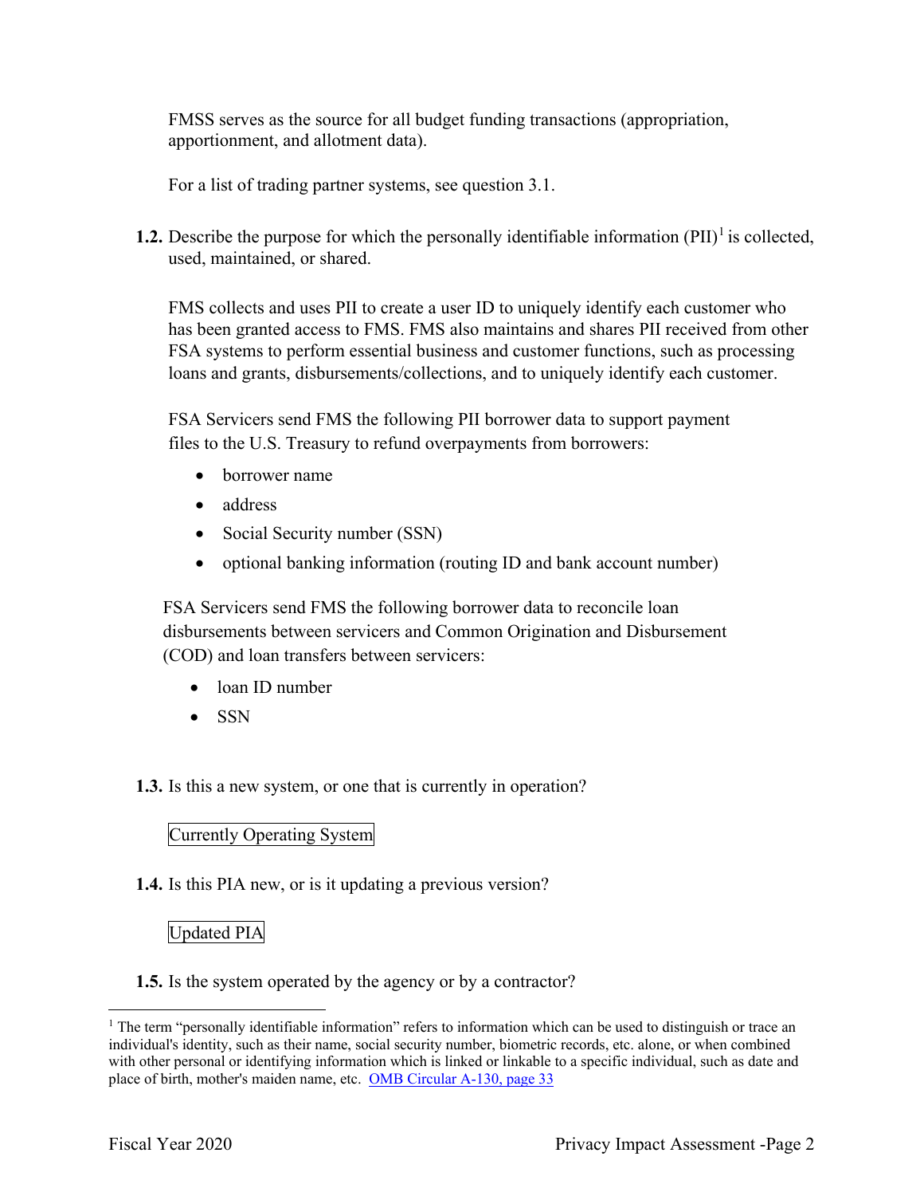FMSS serves as the source for all budget funding transactions (appropriation, apportionment, and allotment data).

For a list of trading partner systems, see question 3.1.

**1.2.** Describe the purpose for which the personally identifiable information (PII)[1] is collected, used, maintained, or shared.

FMS collects and uses PII to create a user ID to uniquely identify each customer who has been granted access to FMS. FMS also maintains and shares PII received from other FSA systems to perform essential business and customer functions, such as processing loans and grants, disbursements/collections, and to uniquely identify each customer.

FSA Servicers send FMS the following PII borrower data to support payment files to the U.S. Treasury to refund overpayments from borrowers:

- borrower name
- address
- Social Security number (SSN)
- optional banking information (routing ID and bank account number)

FSA Servicers send FMS the following borrower data to reconcile loan disbursements between servicers and Common Origination and Disbursement (COD) and loan transfers between servicers:

- loan ID number
- SSN

**1.3.** Is this a new system, or one that is currently in operation?

Currently Operating System

**1.4.** Is this PIA new, or is it updating a previous version?

Updated PIA

**1.5.** Is the system operated by the agency or by a contractor?

[1] The term "personally identifiable information" refers to information which can be used to distinguish or trace an individual's identity, such as their name, social security number, biometric records, etc. alone, or when combined with other personal or identifying information which is linked or linkable to a specific individual, such as date and place of birth, mother's maiden name, etc. OMB Circular A-130, page 33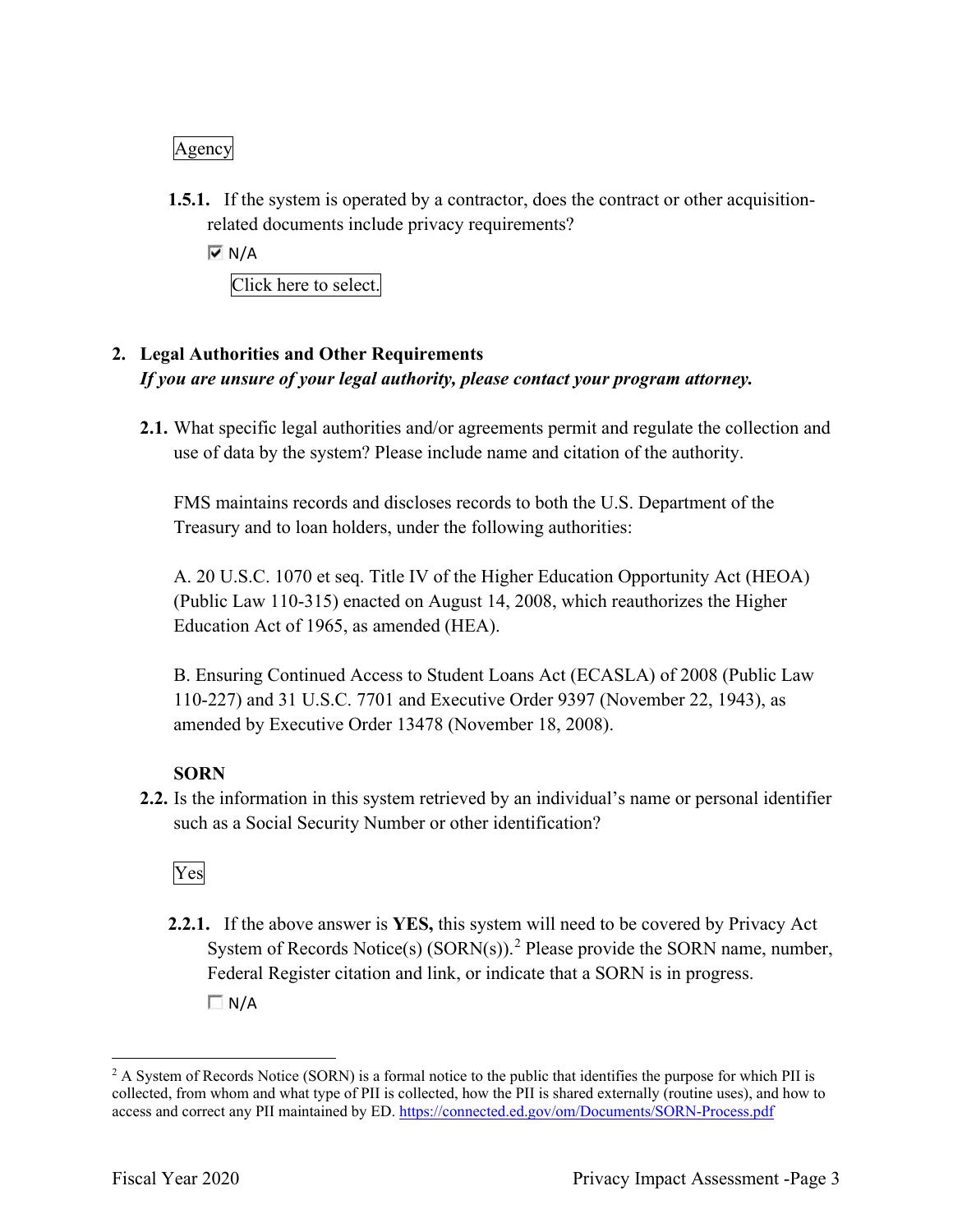Agency

**1.5.1.** If the system is operated by a contractor, does the contract or other acquisition-related documents include privacy requirements?

☑ N/A

Click here to select.

## 2. Legal Authorities and Other Requirements

***If you are unsure of your legal authority, please contact your program attorney.***

**2.1.** What specific legal authorities and/or agreements permit and regulate the collection and use of data by the system? Please include name and citation of the authority.

FMS maintains records and discloses records to both the U.S. Department of the Treasury and to loan holders, under the following authorities:

A. 20 U.S.C. 1070 et seq. Title IV of the Higher Education Opportunity Act (HEOA) (Public Law 110-315) enacted on August 14, 2008, which reauthorizes the Higher Education Act of 1965, as amended (HEA).

B. Ensuring Continued Access to Student Loans Act (ECASLA) of 2008 (Public Law 110-227) and 31 U.S.C. 7701 and Executive Order 9397 (November 22, 1943), as amended by Executive Order 13478 (November 18, 2008).

**SORN**

**2.2.** Is the information in this system retrieved by an individual's name or personal identifier such as a Social Security Number or other identification?

Yes

**2.2.1.** If the above answer is **YES,** this system will need to be covered by Privacy Act System of Records Notice(s) (SORN(s)).[2] Please provide the SORN name, number, Federal Register citation and link, or indicate that a SORN is in progress.

☐ N/A

---

[2] A System of Records Notice (SORN) is a formal notice to the public that identifies the purpose for which PII is collected, from whom and what type of PII is collected, how the PII is shared externally (routine uses), and how to access and correct any PII maintained by ED. https://connected.ed.gov/om/Documents/SORN-Process.pdf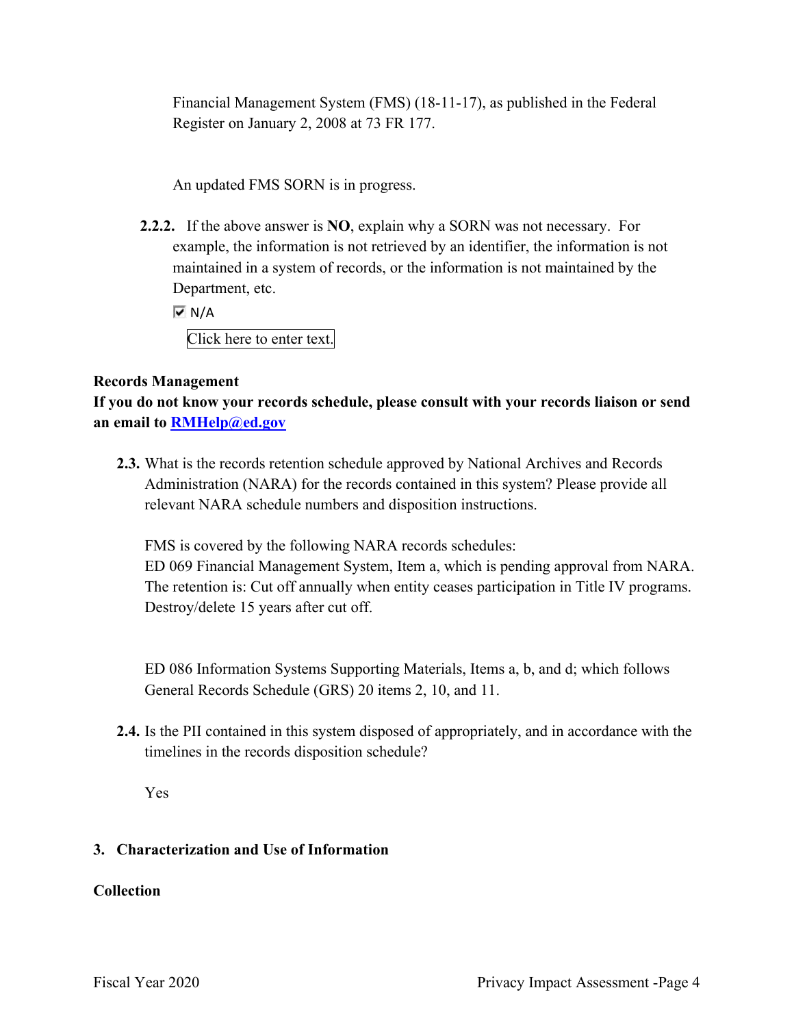Financial Management System (FMS) (18-11-17), as published in the Federal Register on January 2, 2008 at 73 FR 177.

An updated FMS SORN is in progress.

**2.2.2.** If the above answer is **NO**, explain why a SORN was not necessary. For example, the information is not retrieved by an identifier, the information is not maintained in a system of records, or the information is not maintained by the Department, etc.

☑ N/A

Click here to enter text.

**Records Management**

**If you do not know your records schedule, please consult with your records liaison or send an email to RMHelp@ed.gov**

**2.3.** What is the records retention schedule approved by National Archives and Records Administration (NARA) for the records contained in this system? Please provide all relevant NARA schedule numbers and disposition instructions.

FMS is covered by the following NARA records schedules:
ED 069 Financial Management System, Item a, which is pending approval from NARA. The retention is: Cut off annually when entity ceases participation in Title IV programs. Destroy/delete 15 years after cut off.

ED 086 Information Systems Supporting Materials, Items a, b, and d; which follows General Records Schedule (GRS) 20 items 2, 10, and 11.

**2.4.** Is the PII contained in this system disposed of appropriately, and in accordance with the timelines in the records disposition schedule?

Yes

## 3. Characterization and Use of Information

**Collection**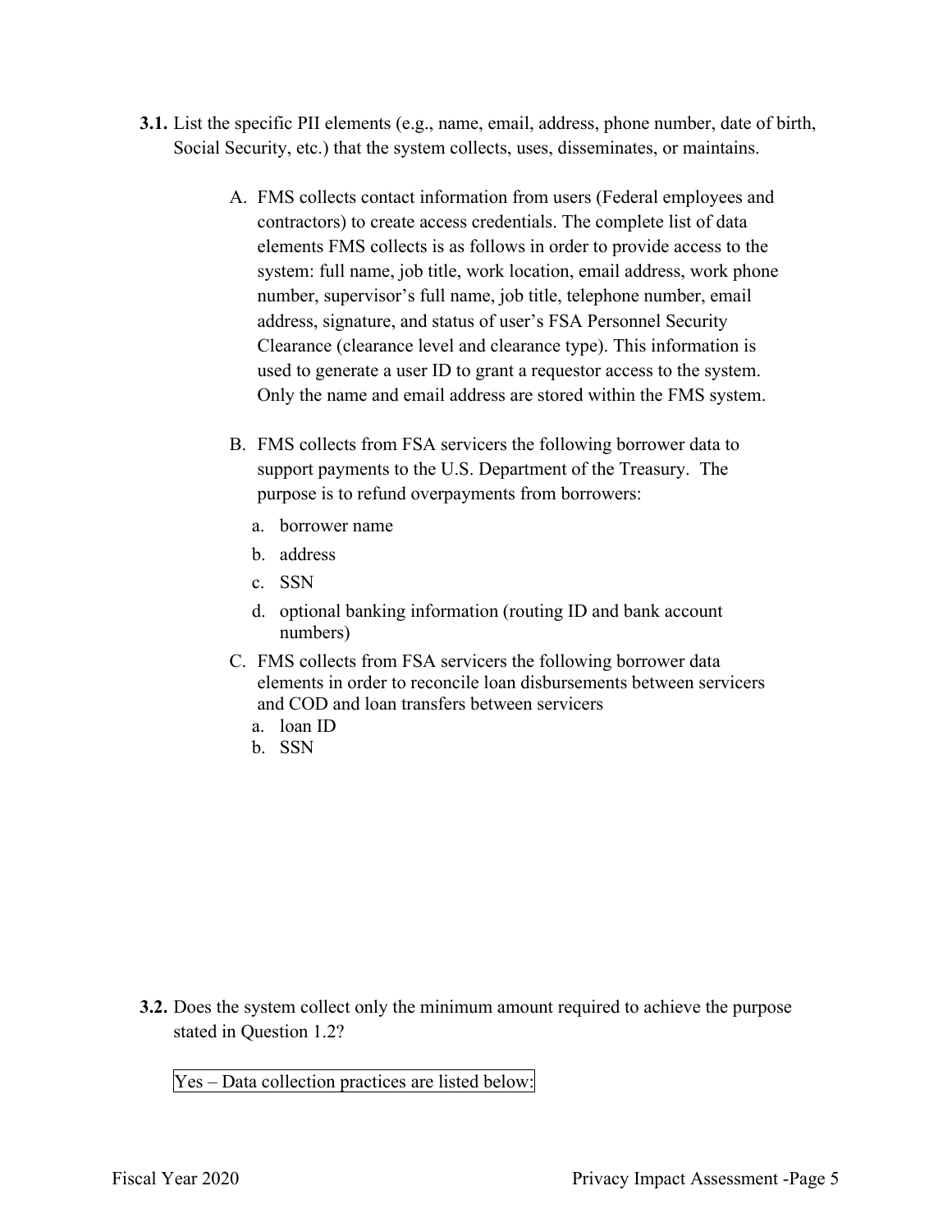**3.1.** List the specific PII elements (e.g., name, email, address, phone number, date of birth, Social Security, etc.) that the system collects, uses, disseminates, or maintains.

A. FMS collects contact information from users (Federal employees and contractors) to create access credentials. The complete list of data elements FMS collects is as follows in order to provide access to the system: full name, job title, work location, email address, work phone number, supervisor's full name, job title, telephone number, email address, signature, and status of user's FSA Personnel Security Clearance (clearance level and clearance type). This information is used to generate a user ID to grant a requestor access to the system. Only the name and email address are stored within the FMS system.

B. FMS collects from FSA servicers the following borrower data to support payments to the U.S. Department of the Treasury. The purpose is to refund overpayments from borrowers:

   a. borrower name
   b. address
   c. SSN
   d. optional banking information (routing ID and bank account numbers)

C. FMS collects from FSA servicers the following borrower data elements in order to reconcile loan disbursements between servicers and COD and loan transfers between servicers

   a. loan ID
   b. SSN

**3.2.** Does the system collect only the minimum amount required to achieve the purpose stated in Question 1.2?

Yes – Data collection practices are listed below: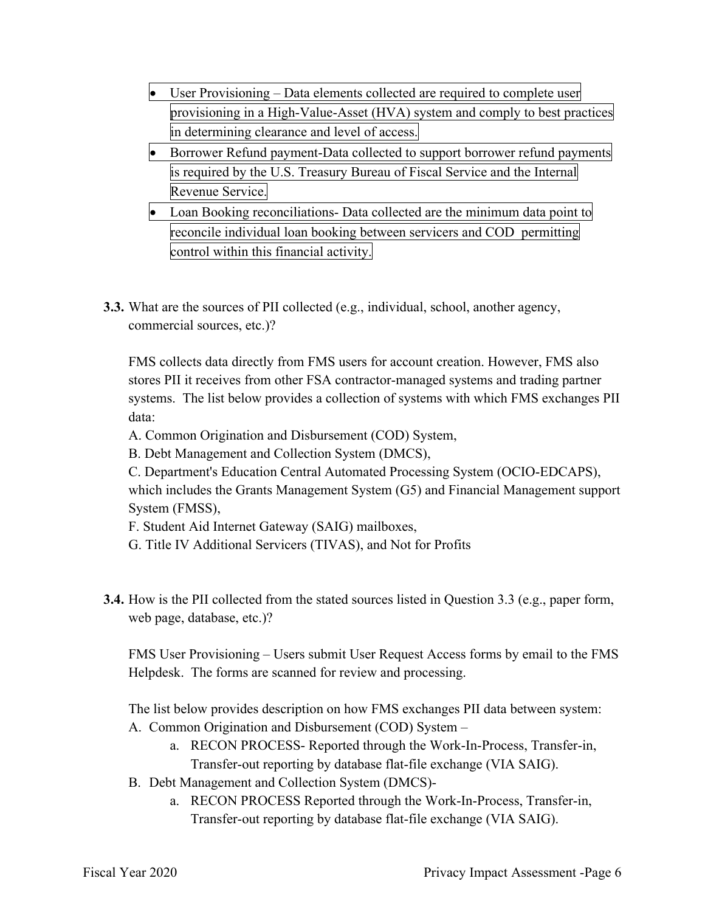- User Provisioning – Data elements collected are required to complete user provisioning in a High-Value-Asset (HVA) system and comply to best practices in determining clearance and level of access.
- Borrower Refund payment-Data collected to support borrower refund payments is required by the U.S. Treasury Bureau of Fiscal Service and the Internal Revenue Service.
- Loan Booking reconciliations- Data collected are the minimum data point to reconcile individual loan booking between servicers and COD permitting control within this financial activity.

**3.3.** What are the sources of PII collected (e.g., individual, school, another agency, commercial sources, etc.)?

FMS collects data directly from FMS users for account creation. However, FMS also stores PII it receives from other FSA contractor-managed systems and trading partner systems. The list below provides a collection of systems with which FMS exchanges PII data:

A. Common Origination and Disbursement (COD) System,
B. Debt Management and Collection System (DMCS),
C. Department's Education Central Automated Processing System (OCIO-EDCAPS), which includes the Grants Management System (G5) and Financial Management support System (FMSS),
F. Student Aid Internet Gateway (SAIG) mailboxes,
G. Title IV Additional Servicers (TIVAS), and Not for Profits

**3.4.** How is the PII collected from the stated sources listed in Question 3.3 (e.g., paper form, web page, database, etc.)?

FMS User Provisioning – Users submit User Request Access forms by email to the FMS Helpdesk. The forms are scanned for review and processing.

The list below provides description on how FMS exchanges PII data between system:

A. Common Origination and Disbursement (COD) System –
   a. RECON PROCESS- Reported through the Work-In-Process, Transfer-in, Transfer-out reporting by database flat-file exchange (VIA SAIG).
B. Debt Management and Collection System (DMCS)-
   a. RECON PROCESS Reported through the Work-In-Process, Transfer-in, Transfer-out reporting by database flat-file exchange (VIA SAIG).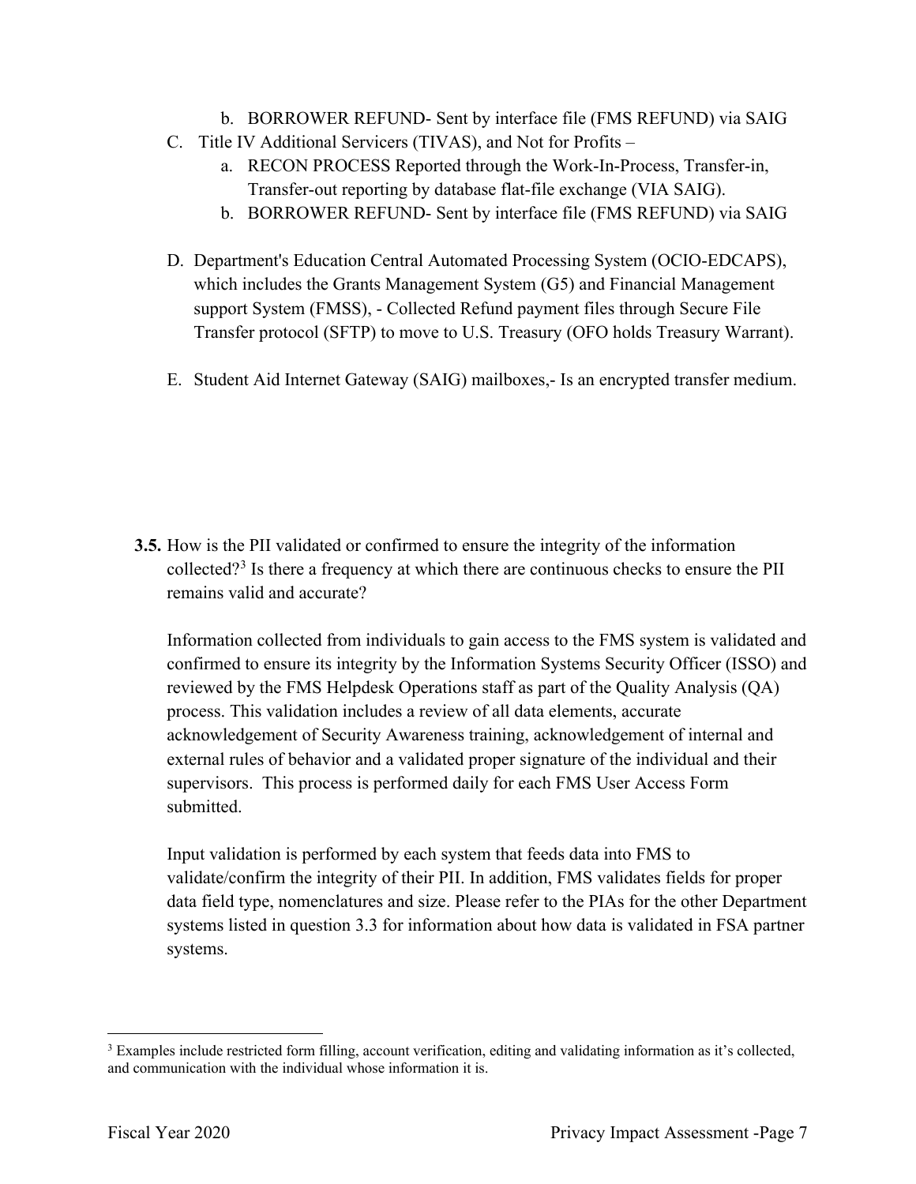b. BORROWER REFUND- Sent by interface file (FMS REFUND) via SAIG

C. Title IV Additional Servicers (TIVAS), and Not for Profits –

   a. RECON PROCESS Reported through the Work-In-Process, Transfer-in, Transfer-out reporting by database flat-file exchange (VIA SAIG).
   b. BORROWER REFUND- Sent by interface file (FMS REFUND) via SAIG

D. Department's Education Central Automated Processing System (OCIO-EDCAPS), which includes the Grants Management System (G5) and Financial Management support System (FMSS), - Collected Refund payment files through Secure File Transfer protocol (SFTP) to move to U.S. Treasury (OFO holds Treasury Warrant).

E. Student Aid Internet Gateway (SAIG) mailboxes,- Is an encrypted transfer medium.

**3.5.** How is the PII validated or confirmed to ensure the integrity of the information collected?[3] Is there a frequency at which there are continuous checks to ensure the PII remains valid and accurate?

Information collected from individuals to gain access to the FMS system is validated and confirmed to ensure its integrity by the Information Systems Security Officer (ISSO) and reviewed by the FMS Helpdesk Operations staff as part of the Quality Analysis (QA) process. This validation includes a review of all data elements, accurate acknowledgement of Security Awareness training, acknowledgement of internal and external rules of behavior and a validated proper signature of the individual and their supervisors. This process is performed daily for each FMS User Access Form submitted.

Input validation is performed by each system that feeds data into FMS to validate/confirm the integrity of their PII. In addition, FMS validates fields for proper data field type, nomenclatures and size. Please refer to the PIAs for the other Department systems listed in question 3.3 for information about how data is validated in FSA partner systems.

[3] Examples include restricted form filling, account verification, editing and validating information as it's collected, and communication with the individual whose information it is.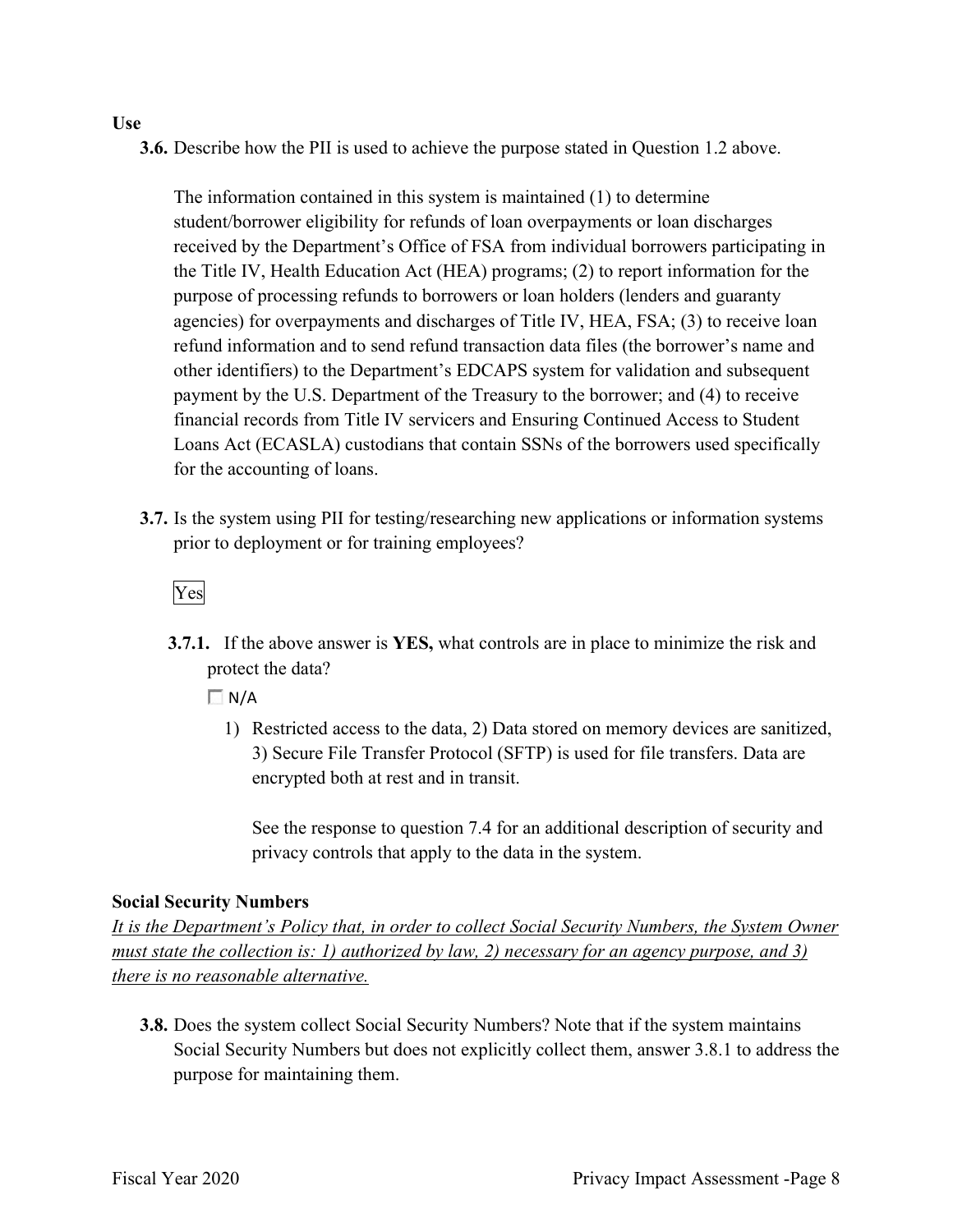**Use**

**3.6.** Describe how the PII is used to achieve the purpose stated in Question 1.2 above.

The information contained in this system is maintained (1) to determine student/borrower eligibility for refunds of loan overpayments or loan discharges received by the Department's Office of FSA from individual borrowers participating in the Title IV, Health Education Act (HEA) programs; (2) to report information for the purpose of processing refunds to borrowers or loan holders (lenders and guaranty agencies) for overpayments and discharges of Title IV, HEA, FSA; (3) to receive loan refund information and to send refund transaction data files (the borrower's name and other identifiers) to the Department's EDCAPS system for validation and subsequent payment by the U.S. Department of the Treasury to the borrower; and (4) to receive financial records from Title IV servicers and Ensuring Continued Access to Student Loans Act (ECASLA) custodians that contain SSNs of the borrowers used specifically for the accounting of loans.

**3.7.** Is the system using PII for testing/researching new applications or information systems prior to deployment or for training employees?

Yes

**3.7.1.** If the above answer is **YES,** what controls are in place to minimize the risk and protect the data?

☐ N/A

1) Restricted access to the data, 2) Data stored on memory devices are sanitized, 3) Secure File Transfer Protocol (SFTP) is used for file transfers. Data are encrypted both at rest and in transit.

See the response to question 7.4 for an additional description of security and privacy controls that apply to the data in the system.

**Social Security Numbers**

*It is the Department's Policy that, in order to collect Social Security Numbers, the System Owner must state the collection is: 1) authorized by law, 2) necessary for an agency purpose, and 3) there is no reasonable alternative.*

**3.8.** Does the system collect Social Security Numbers? Note that if the system maintains Social Security Numbers but does not explicitly collect them, answer 3.8.1 to address the purpose for maintaining them.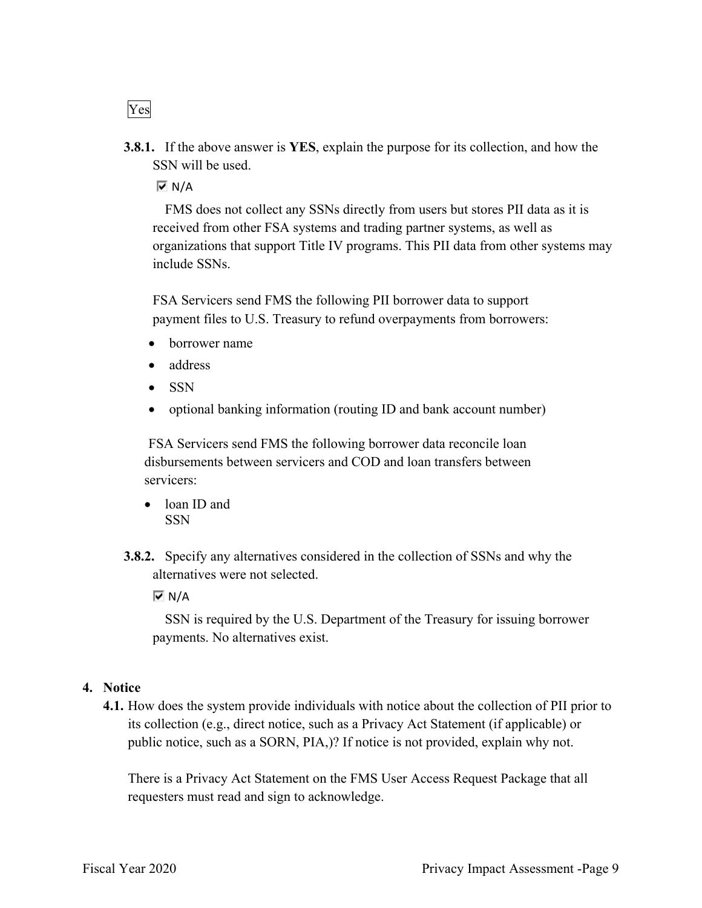Yes

**3.8.1.** If the above answer is **YES**, explain the purpose for its collection, and how the SSN will be used.

☑ N/A

FMS does not collect any SSNs directly from users but stores PII data as it is received from other FSA systems and trading partner systems, as well as organizations that support Title IV programs. This PII data from other systems may include SSNs.

FSA Servicers send FMS the following PII borrower data to support payment files to U.S. Treasury to refund overpayments from borrowers:

- borrower name
- address
- SSN
- optional banking information (routing ID and bank account number)

FSA Servicers send FMS the following borrower data reconcile loan disbursements between servicers and COD and loan transfers between servicers:

- loan ID and SSN

**3.8.2.** Specify any alternatives considered in the collection of SSNs and why the alternatives were not selected.

☑ N/A

SSN is required by the U.S. Department of the Treasury for issuing borrower payments. No alternatives exist.

## 4. Notice

**4.1.** How does the system provide individuals with notice about the collection of PII prior to its collection (e.g., direct notice, such as a Privacy Act Statement (if applicable) or public notice, such as a SORN, PIA,)? If notice is not provided, explain why not.

There is a Privacy Act Statement on the FMS User Access Request Package that all requesters must read and sign to acknowledge.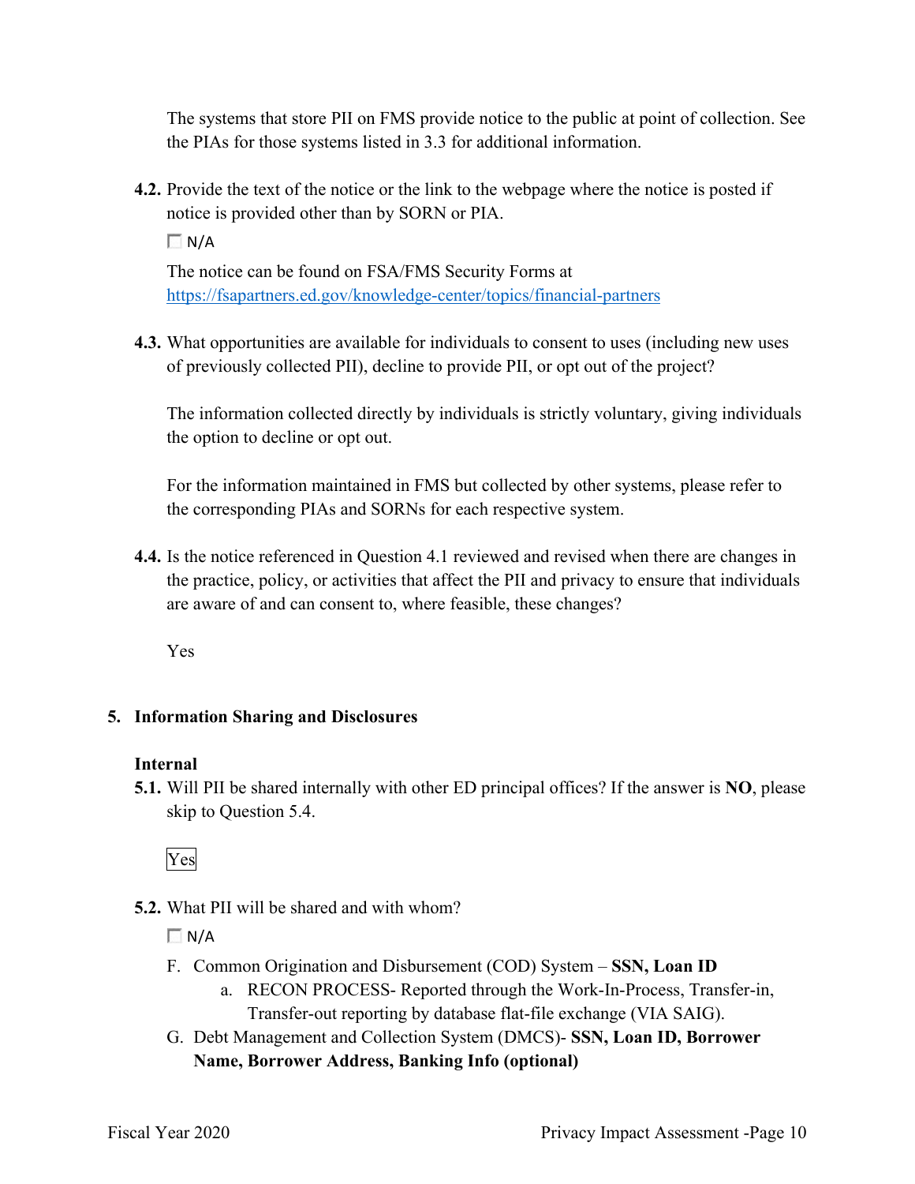The systems that store PII on FMS provide notice to the public at point of collection. See the PIAs for those systems listed in 3.3 for additional information.

**4.2.** Provide the text of the notice or the link to the webpage where the notice is posted if notice is provided other than by SORN or PIA.

☐ N/A

The notice can be found on FSA/FMS Security Forms at https://fsapartners.ed.gov/knowledge-center/topics/financial-partners

**4.3.** What opportunities are available for individuals to consent to uses (including new uses of previously collected PII), decline to provide PII, or opt out of the project?

The information collected directly by individuals is strictly voluntary, giving individuals the option to decline or opt out.

For the information maintained in FMS but collected by other systems, please refer to the corresponding PIAs and SORNs for each respective system.

**4.4.** Is the notice referenced in Question 4.1 reviewed and revised when there are changes in the practice, policy, or activities that affect the PII and privacy to ensure that individuals are aware of and can consent to, where feasible, these changes?

Yes

## 5. Information Sharing and Disclosures

### Internal

**5.1.** Will PII be shared internally with other ED principal offices? If the answer is **NO**, please skip to Question 5.4.

Yes

**5.2.** What PII will be shared and with whom?

☐ N/A

F. Common Origination and Disbursement (COD) System – **SSN, Loan ID**
   a. RECON PROCESS- Reported through the Work-In-Process, Transfer-in, Transfer-out reporting by database flat-file exchange (VIA SAIG).

G. Debt Management and Collection System (DMCS)- **SSN, Loan ID, Borrower Name, Borrower Address, Banking Info (optional)**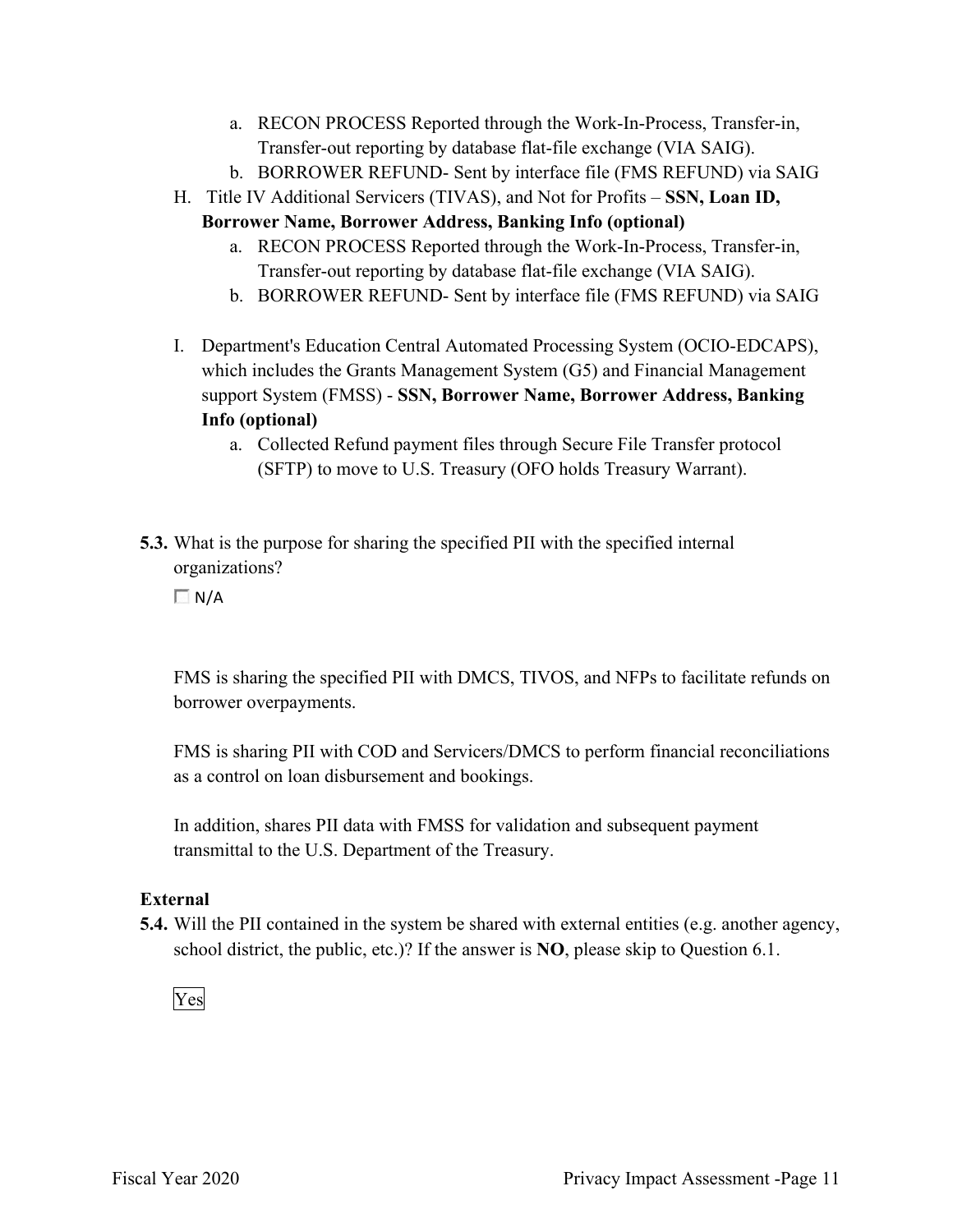a. RECON PROCESS Reported through the Work-In-Process, Transfer-in, Transfer-out reporting by database flat-file exchange (VIA SAIG).
  b. BORROWER REFUND- Sent by interface file (FMS REFUND) via SAIG

H. Title IV Additional Servicers (TIVAS), and Not for Profits – **SSN, Loan ID, Borrower Name, Borrower Address, Banking Info (optional)**
  a. RECON PROCESS Reported through the Work-In-Process, Transfer-in, Transfer-out reporting by database flat-file exchange (VIA SAIG).
  b. BORROWER REFUND- Sent by interface file (FMS REFUND) via SAIG

I. Department's Education Central Automated Processing System (OCIO-EDCAPS), which includes the Grants Management System (G5) and Financial Management support System (FMSS) - **SSN, Borrower Name, Borrower Address, Banking Info (optional)**
  a. Collected Refund payment files through Secure File Transfer protocol (SFTP) to move to U.S. Treasury (OFO holds Treasury Warrant).

**5.3.** What is the purpose for sharing the specified PII with the specified internal organizations?

☐ N/A

FMS is sharing the specified PII with DMCS, TIVOS, and NFPs to facilitate refunds on borrower overpayments.

FMS is sharing PII with COD and Servicers/DMCS to perform financial reconciliations as a control on loan disbursement and bookings.

In addition, shares PII data with FMSS for validation and subsequent payment transmittal to the U.S. Department of the Treasury.

**External**

**5.4.** Will the PII contained in the system be shared with external entities (e.g. another agency, school district, the public, etc.)? If the answer is **NO**, please skip to Question 6.1.

Yes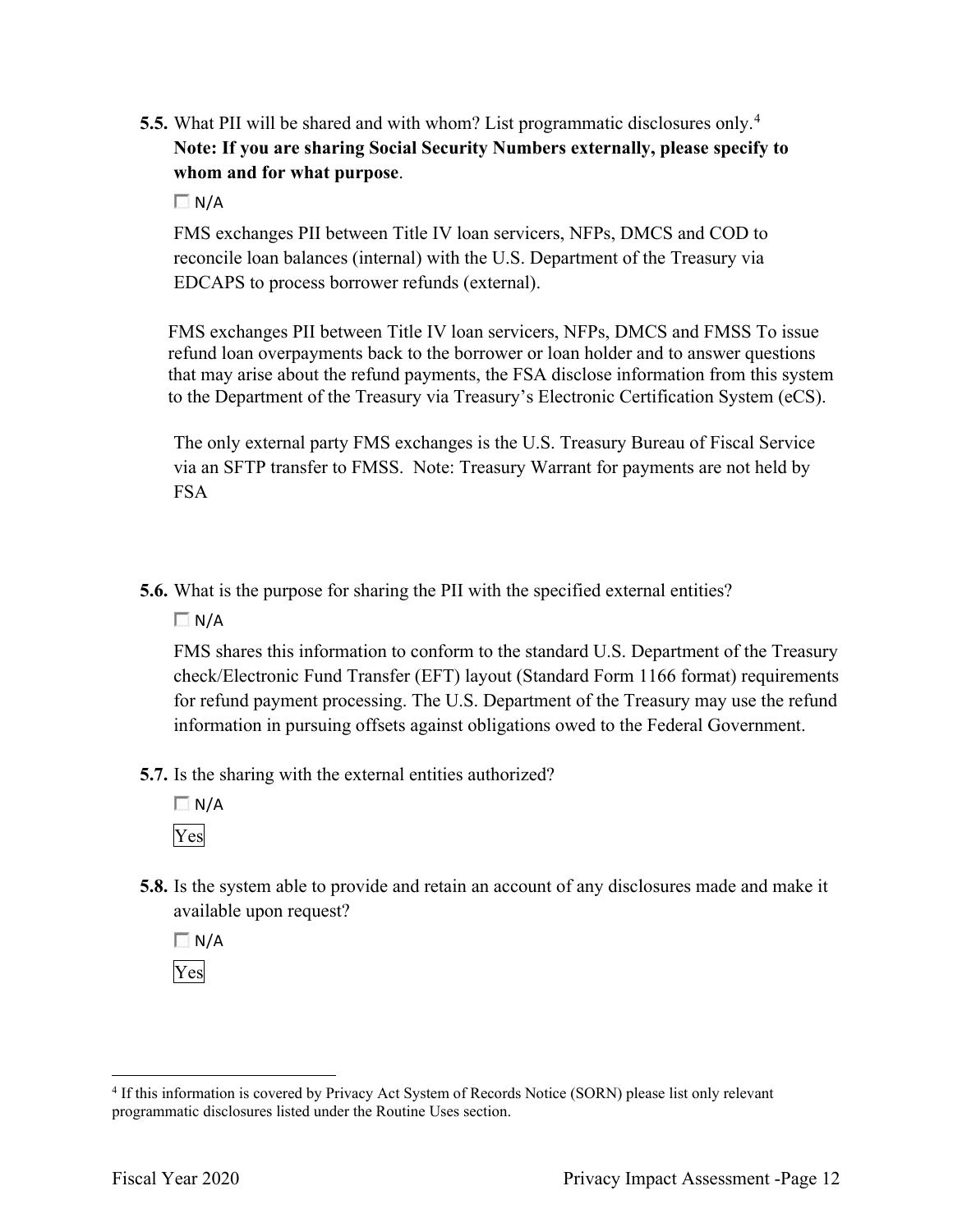**5.5.** What PII will be shared and with whom? List programmatic disclosures only.[4] **Note: If you are sharing Social Security Numbers externally, please specify to whom and for what purpose**.

☐ N/A

FMS exchanges PII between Title IV loan servicers, NFPs, DMCS and COD to reconcile loan balances (internal) with the U.S. Department of the Treasury via EDCAPS to process borrower refunds (external).

FMS exchanges PII between Title IV loan servicers, NFPs, DMCS and FMSS To issue refund loan overpayments back to the borrower or loan holder and to answer questions that may arise about the refund payments, the FSA disclose information from this system to the Department of the Treasury via Treasury's Electronic Certification System (eCS).

The only external party FMS exchanges is the U.S. Treasury Bureau of Fiscal Service via an SFTP transfer to FMSS. Note: Treasury Warrant for payments are not held by FSA

**5.6.** What is the purpose for sharing the PII with the specified external entities?

☐ N/A

FMS shares this information to conform to the standard U.S. Department of the Treasury check/Electronic Fund Transfer (EFT) layout (Standard Form 1166 format) requirements for refund payment processing. The U.S. Department of the Treasury may use the refund information in pursuing offsets against obligations owed to the Federal Government.

**5.7.** Is the sharing with the external entities authorized?

☐ N/A

Yes

**5.8.** Is the system able to provide and retain an account of any disclosures made and make it available upon request?

☐ N/A

Yes

---

[4] If this information is covered by Privacy Act System of Records Notice (SORN) please list only relevant programmatic disclosures listed under the Routine Uses section.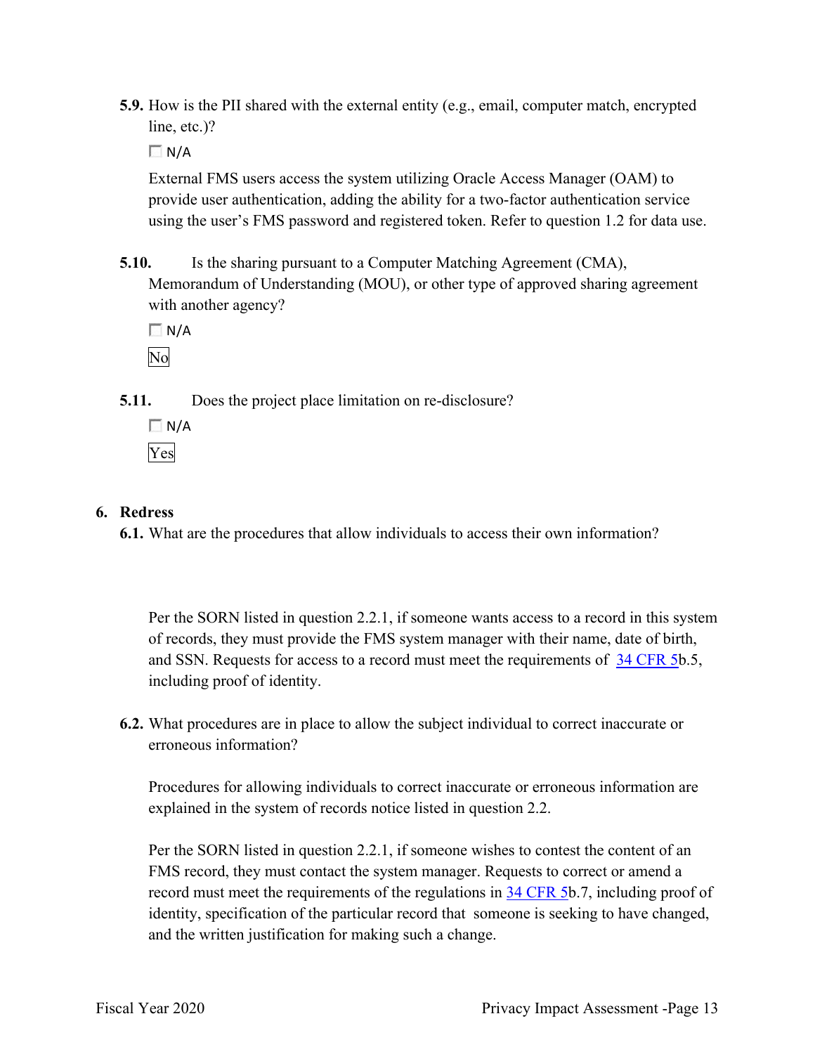**5.9.** How is the PII shared with the external entity (e.g., email, computer match, encrypted line, etc.)?

☐ N/A

External FMS users access the system utilizing Oracle Access Manager (OAM) to provide user authentication, adding the ability for a two-factor authentication service using the user's FMS password and registered token. Refer to question 1.2 for data use.

**5.10.** Is the sharing pursuant to a Computer Matching Agreement (CMA), Memorandum of Understanding (MOU), or other type of approved sharing agreement with another agency?

☐ N/A

No

**5.11.** Does the project place limitation on re-disclosure?

☐ N/A

Yes

## 6. Redress

**6.1.** What are the procedures that allow individuals to access their own information?

Per the SORN listed in question 2.2.1, if someone wants access to a record in this system of records, they must provide the FMS system manager with their name, date of birth, and SSN. Requests for access to a record must meet the requirements of 34 CFR 5b.5, including proof of identity.

**6.2.** What procedures are in place to allow the subject individual to correct inaccurate or erroneous information?

Procedures for allowing individuals to correct inaccurate or erroneous information are explained in the system of records notice listed in question 2.2.

Per the SORN listed in question 2.2.1, if someone wishes to contest the content of an FMS record, they must contact the system manager. Requests to correct or amend a record must meet the requirements of the regulations in 34 CFR 5b.7, including proof of identity, specification of the particular record that someone is seeking to have changed, and the written justification for making such a change.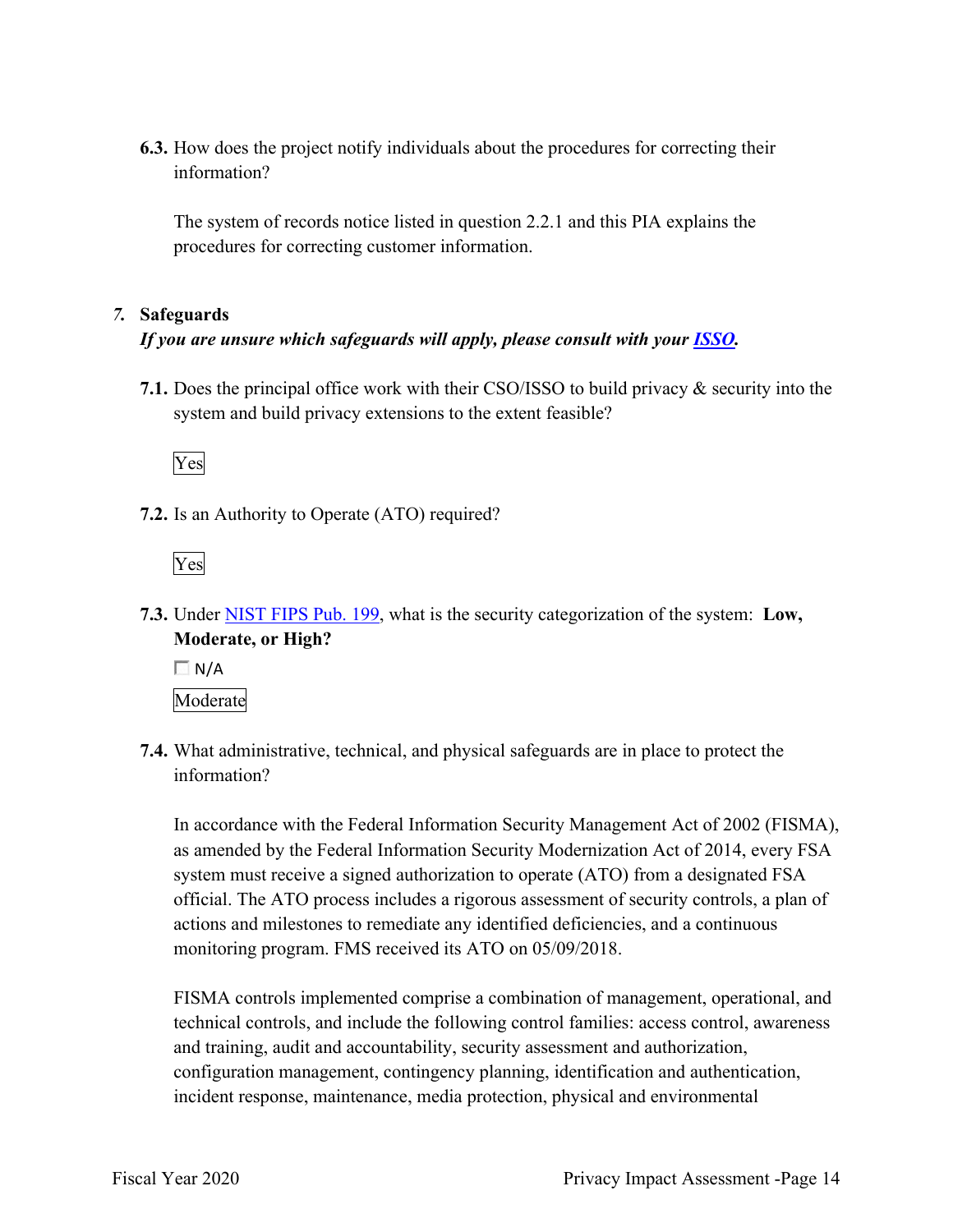**6.3.** How does the project notify individuals about the procedures for correcting their information?

The system of records notice listed in question 2.2.1 and this PIA explains the procedures for correcting customer information.

## *7.* Safeguards

***If you are unsure which safeguards will apply, please consult with your [ISSO](#).***

**7.1.** Does the principal office work with their CSO/ISSO to build privacy & security into the system and build privacy extensions to the extent feasible?

Yes

**7.2.** Is an Authority to Operate (ATO) required?

Yes

**7.3.** Under [NIST FIPS Pub. 199](#), what is the security categorization of the system: **Low, Moderate, or High?**

☐ N/A

Moderate

**7.4.** What administrative, technical, and physical safeguards are in place to protect the information?

In accordance with the Federal Information Security Management Act of 2002 (FISMA), as amended by the Federal Information Security Modernization Act of 2014, every FSA system must receive a signed authorization to operate (ATO) from a designated FSA official. The ATO process includes a rigorous assessment of security controls, a plan of actions and milestones to remediate any identified deficiencies, and a continuous monitoring program. FMS received its ATO on 05/09/2018.

FISMA controls implemented comprise a combination of management, operational, and technical controls, and include the following control families: access control, awareness and training, audit and accountability, security assessment and authorization, configuration management, contingency planning, identification and authentication, incident response, maintenance, media protection, physical and environmental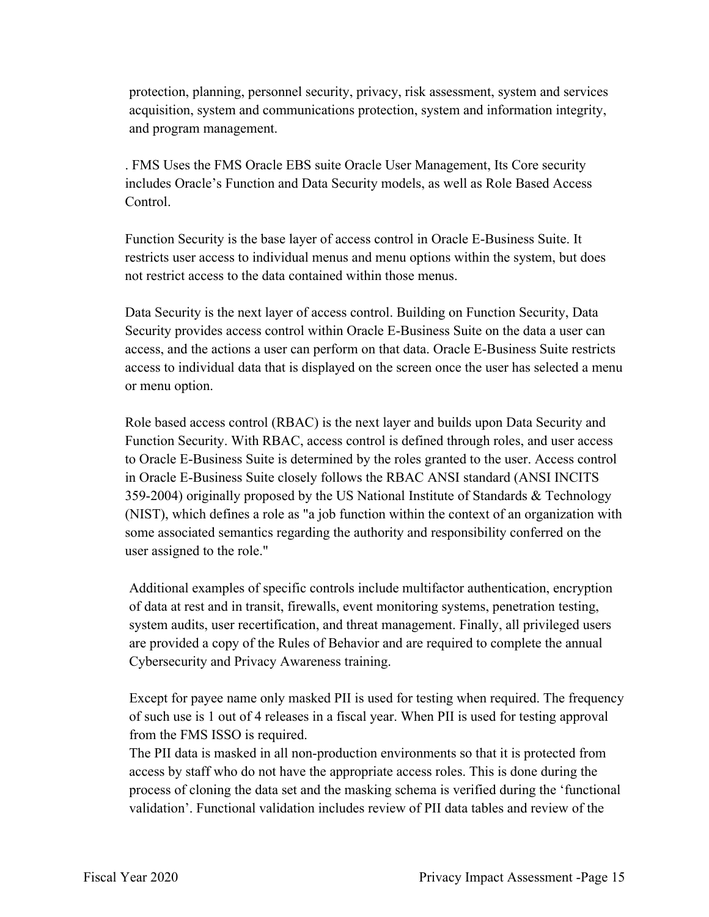protection, planning, personnel security, privacy, risk assessment, system and services acquisition, system and communications protection, system and information integrity, and program management.

. FMS Uses the FMS Oracle EBS suite Oracle User Management, Its Core security includes Oracle's Function and Data Security models, as well as Role Based Access Control.

Function Security is the base layer of access control in Oracle E-Business Suite. It restricts user access to individual menus and menu options within the system, but does not restrict access to the data contained within those menus.

Data Security is the next layer of access control. Building on Function Security, Data Security provides access control within Oracle E-Business Suite on the data a user can access, and the actions a user can perform on that data. Oracle E-Business Suite restricts access to individual data that is displayed on the screen once the user has selected a menu or menu option.

Role based access control (RBAC) is the next layer and builds upon Data Security and Function Security. With RBAC, access control is defined through roles, and user access to Oracle E-Business Suite is determined by the roles granted to the user. Access control in Oracle E-Business Suite closely follows the RBAC ANSI standard (ANSI INCITS 359-2004) originally proposed by the US National Institute of Standards & Technology (NIST), which defines a role as "a job function within the context of an organization with some associated semantics regarding the authority and responsibility conferred on the user assigned to the role."

Additional examples of specific controls include multifactor authentication, encryption of data at rest and in transit, firewalls, event monitoring systems, penetration testing, system audits, user recertification, and threat management. Finally, all privileged users are provided a copy of the Rules of Behavior and are required to complete the annual Cybersecurity and Privacy Awareness training.

Except for payee name only masked PII is used for testing when required. The frequency of such use is 1 out of 4 releases in a fiscal year. When PII is used for testing approval from the FMS ISSO is required.
The PII data is masked in all non-production environments so that it is protected from access by staff who do not have the appropriate access roles. This is done during the process of cloning the data set and the masking schema is verified during the 'functional validation'. Functional validation includes review of PII data tables and review of the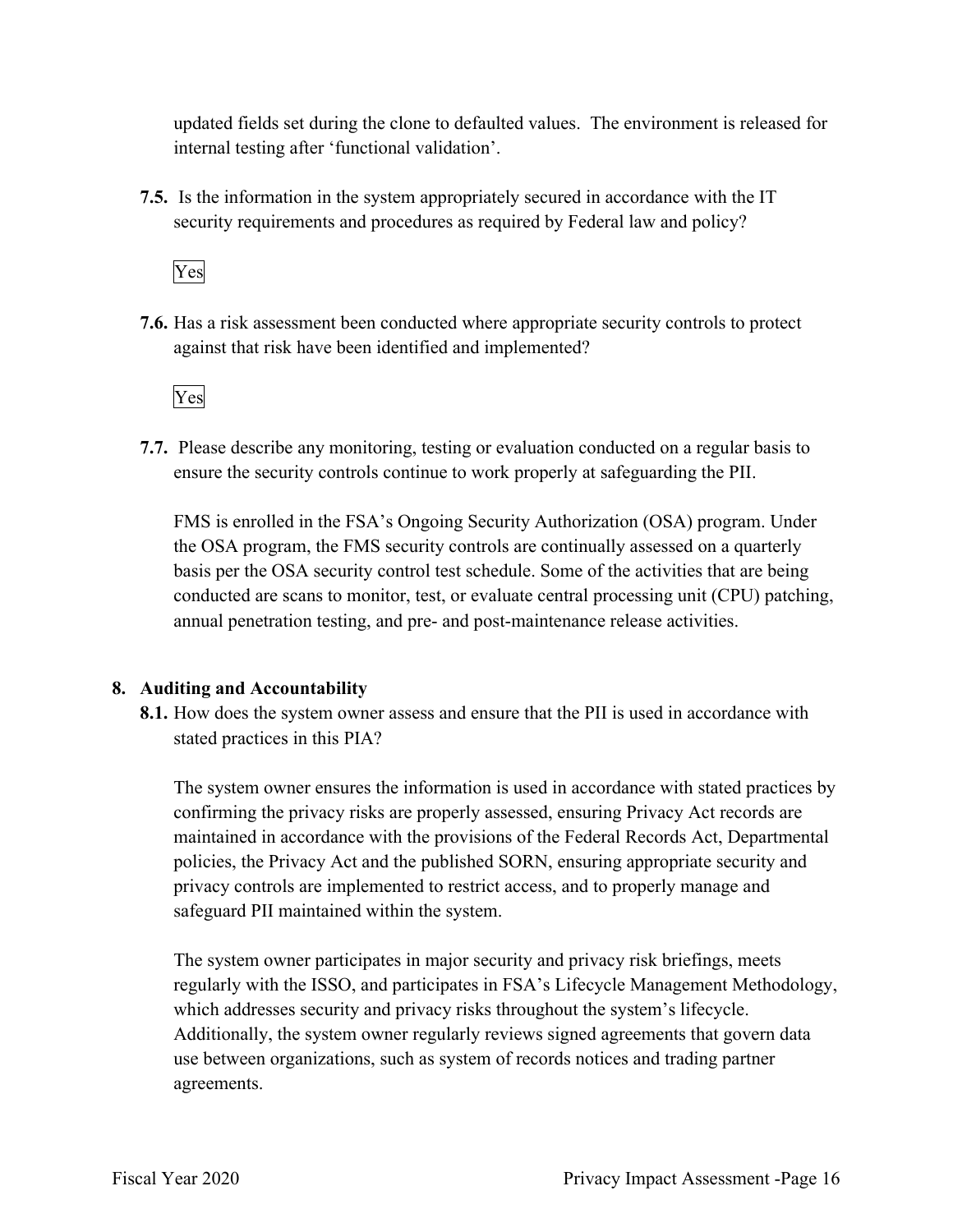updated fields set during the clone to defaulted values. The environment is released for internal testing after 'functional validation'.

**7.5.** Is the information in the system appropriately secured in accordance with the IT security requirements and procedures as required by Federal law and policy?

Yes

**7.6.** Has a risk assessment been conducted where appropriate security controls to protect against that risk have been identified and implemented?

Yes

**7.7.** Please describe any monitoring, testing or evaluation conducted on a regular basis to ensure the security controls continue to work properly at safeguarding the PII.

FMS is enrolled in the FSA's Ongoing Security Authorization (OSA) program. Under the OSA program, the FMS security controls are continually assessed on a quarterly basis per the OSA security control test schedule. Some of the activities that are being conducted are scans to monitor, test, or evaluate central processing unit (CPU) patching, annual penetration testing, and pre- and post-maintenance release activities.

## 8. Auditing and Accountability

**8.1.** How does the system owner assess and ensure that the PII is used in accordance with stated practices in this PIA?

The system owner ensures the information is used in accordance with stated practices by confirming the privacy risks are properly assessed, ensuring Privacy Act records are maintained in accordance with the provisions of the Federal Records Act, Departmental policies, the Privacy Act and the published SORN, ensuring appropriate security and privacy controls are implemented to restrict access, and to properly manage and safeguard PII maintained within the system.

The system owner participates in major security and privacy risk briefings, meets regularly with the ISSO, and participates in FSA's Lifecycle Management Methodology, which addresses security and privacy risks throughout the system's lifecycle. Additionally, the system owner regularly reviews signed agreements that govern data use between organizations, such as system of records notices and trading partner agreements.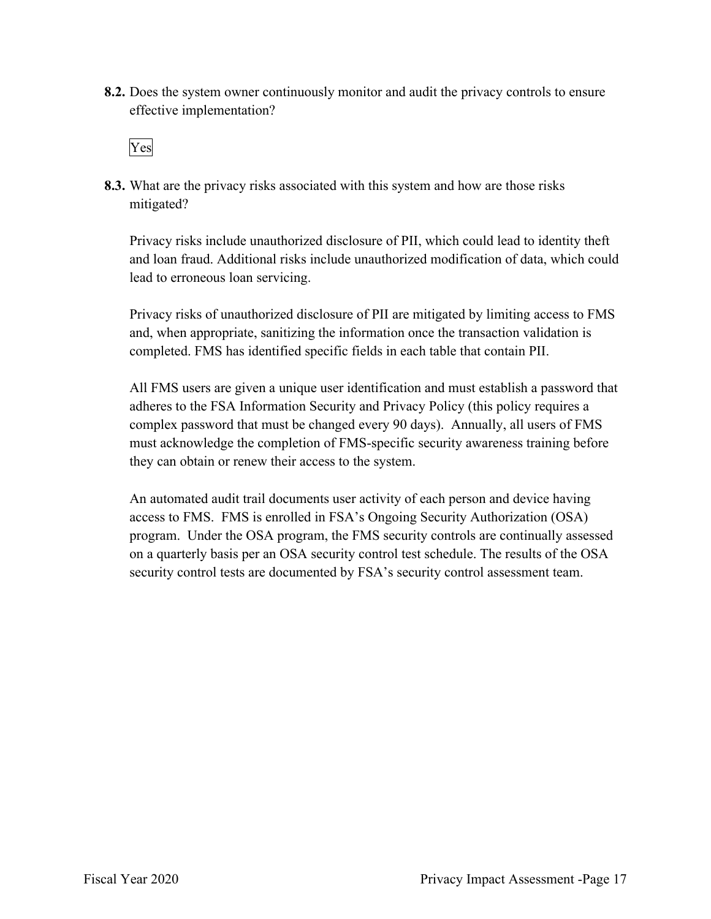**8.2.** Does the system owner continuously monitor and audit the privacy controls to ensure effective implementation?

Yes

**8.3.** What are the privacy risks associated with this system and how are those risks mitigated?

Privacy risks include unauthorized disclosure of PII, which could lead to identity theft and loan fraud. Additional risks include unauthorized modification of data, which could lead to erroneous loan servicing.

Privacy risks of unauthorized disclosure of PII are mitigated by limiting access to FMS and, when appropriate, sanitizing the information once the transaction validation is completed. FMS has identified specific fields in each table that contain PII.

All FMS users are given a unique user identification and must establish a password that adheres to the FSA Information Security and Privacy Policy (this policy requires a complex password that must be changed every 90 days). Annually, all users of FMS must acknowledge the completion of FMS-specific security awareness training before they can obtain or renew their access to the system.

An automated audit trail documents user activity of each person and device having access to FMS. FMS is enrolled in FSA's Ongoing Security Authorization (OSA) program. Under the OSA program, the FMS security controls are continually assessed on a quarterly basis per an OSA security control test schedule. The results of the OSA security control tests are documented by FSA's security control assessment team.